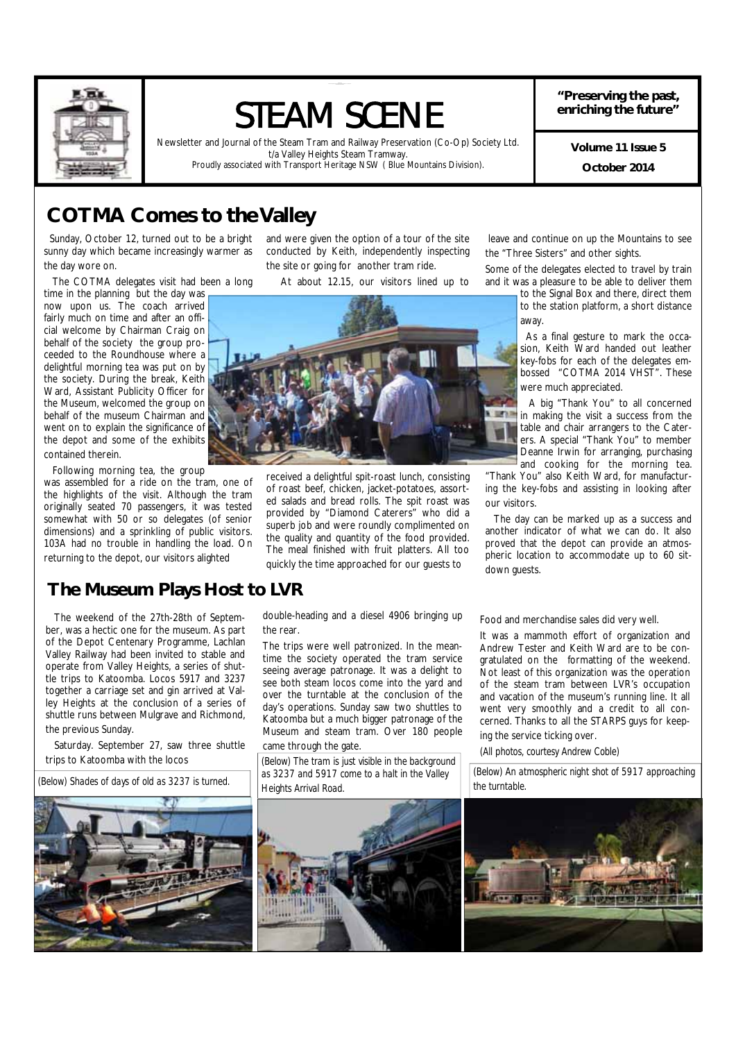# STEAM SCENE

Newsletter and Journal of the Steam Tram and Railway Preservation (Co-Op) Society Ltd.
t/a Valley Heights Steam Tramway.
Proudly associated with Transport Heritage NSW ( Blue Mountains Division).

**"Preserving the past, enriching the future"**

**Volume 11 Issue 5**

**October 2014**

## COTMA Comes to the Valley

Sunday, October 12, turned out to be a bright sunny day which became increasingly warmer as the day wore on.

The COTMA delegates visit had been a long time in the planning but the day was now upon us. The coach arrived fairly much on time and after an official welcome by Chairman Craig on behalf of the society the group proceeded to the Roundhouse where a delightful morning tea was put on by the society. During the break, Keith Ward, Assistant Publicity Officer for the Museum, welcomed the group on behalf of the museum Chairman and went on to explain the significance of the depot and some of the exhibits contained therein.

Following morning tea, the group was assembled for a ride on the tram, one of the highlights of the visit. Although the tram originally seated 70 passengers, it was tested somewhat with 50 or so delegates (of senior dimensions) and a sprinkling of public visitors. 103A had no trouble in handling the load. On returning to the depot, our visitors alighted and were given the option of a tour of the site conducted by Keith, independently inspecting the site or going for another tram ride.

At about 12.15, our visitors lined up to received a delightful spit-roast lunch, consisting of roast beef, chicken, jacket-potatoes, assorted salads and bread rolls. The spit roast was provided by "Diamond Caterers" who did a superb job and were roundly complimented on the quality and quantity of the food provided. The meal finished with fruit platters. All too quickly the time approached for our guests to leave and continue on up the Mountains to see the "Three Sisters" and other sights.

Some of the delegates elected to travel by train and it was a pleasure to be able to deliver them to the Signal Box and there, direct them to the station platform, a short distance away.

As a final gesture to mark the occasion, Keith Ward handed out leather key-fobs for each of the delegates embossed "COTMA 2014 VHST". These were much appreciated.

A big "Thank You" to all concerned in making the visit a success from the table and chair arrangers to the Caterers. A special "Thank You" to member Deanne Irwin for arranging, purchasing and cooking for the morning tea. "Thank You" also Keith Ward, for manufacturing the key-fobs and assisting in looking after our visitors.

The day can be marked up as a success and another indicator of what we can do. It also proved that the depot can provide an atmospheric location to accommodate up to 60 sit-down guests.

## The Museum Plays Host to LVR

The weekend of the 27th-28th of September, was a hectic one for the museum. As part of the Depot Centenary Programme, Lachlan Valley Railway had been invited to stable and operate from Valley Heights, a series of shuttle trips to Katoomba. Locos 5917 and 3237 together a carriage set and gin arrived at Valley Heights at the conclusion of a series of shuttle runs between Mulgrave and Richmond, the previous Sunday.

Saturday. September 27, saw three shuttle trips to Katoomba with the locos double-heading and a diesel 4906 bringing up the rear.

The trips were well patronized. In the meantime the society operated the tram service seeing average patronage. It was a delight to see both steam locos come into the yard and over the turntable at the conclusion of the day's operations. Sunday saw two shuttles to Katoomba but a much bigger patronage of the Museum and steam tram. Over 180 people came through the gate.

Food and merchandise sales did very well.

It was a mammoth effort of organization and Andrew Tester and Keith Ward are to be congratulated on the formatting of the weekend. Not least of this organization was the operation of the steam tram between LVR's occupation and vacation of the museum's running line. It all went very smoothly and a credit to all concerned. Thanks to all the STARPS guys for keeping the service ticking over.

(All photos, courtesy Andrew Coble)

(Below) Shades of days of old as 3237 is turned.

(Below) The tram is just visible in the background as 3237 and 5917 come to a halt in the Valley Heights Arrival Road.

(Below) An atmospheric night shot of 5917 approaching the turntable.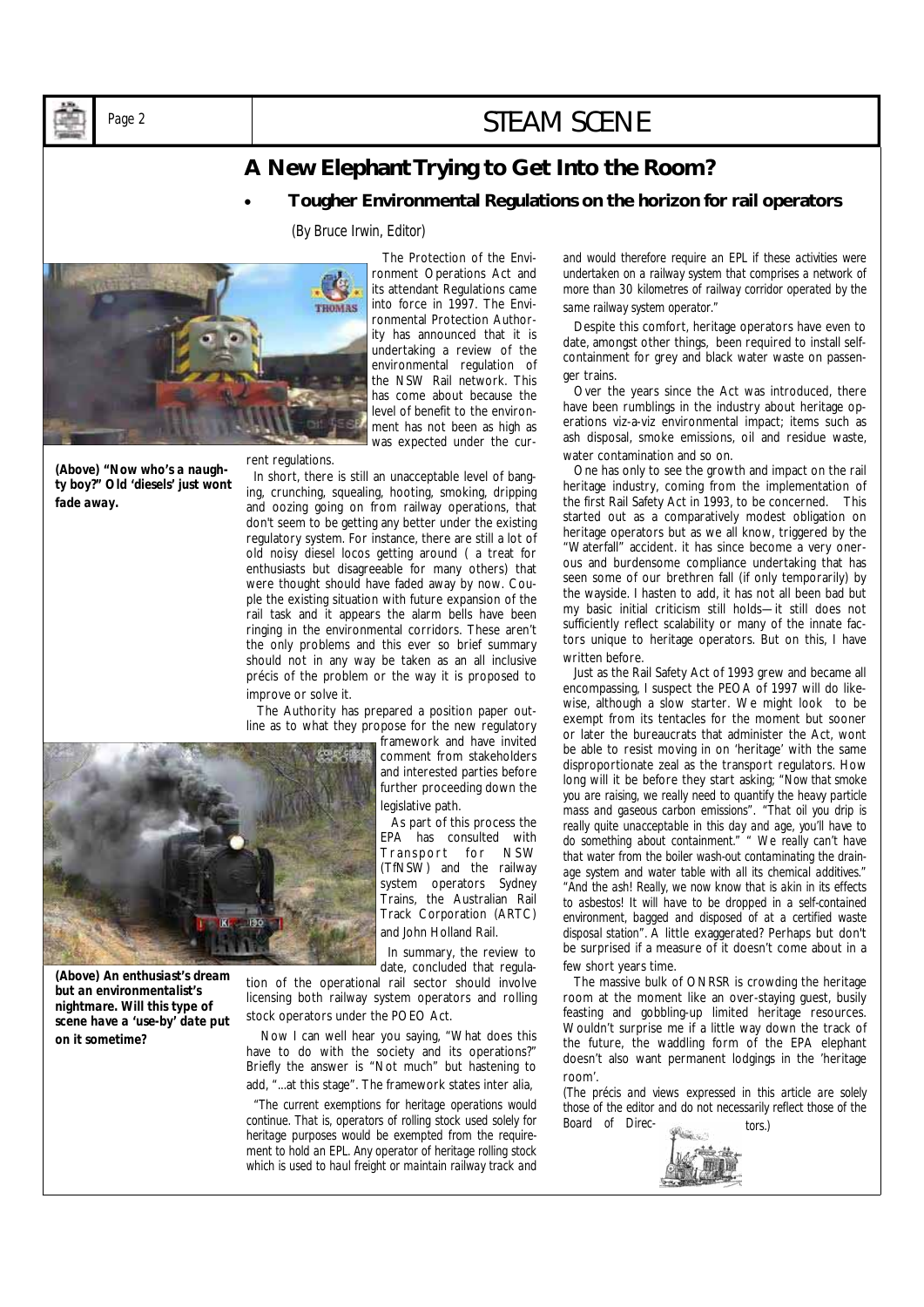# A New Elephant Trying to Get Into the Room?

- **Tougher Environmental Regulations on the horizon for rail operators**

(By Bruce Irwin, Editor)

**(Above) "Now who's a naughty boy?" Old 'diesels' just wont fade away.**

The Protection of the Environment Operations Act and its attendant Regulations came into force in 1997. The Environmental Protection Authority has announced that it is undertaking a review of the environmental regulation of the NSW Rail network. This has come about because the level of benefit to the environment has not been as high as was expected under the current regulations.

In short, there is still an unacceptable level of banging, crunching, squealing, hooting, smoking, dripping and oozing going on from railway operations, that don't seem to be getting any better under the existing regulatory system. For instance, there are still a lot of old noisy diesel locos getting around ( a treat for enthusiasts but disagreeable for many others) that were thought should have faded away by now. Couple the existing situation with future expansion of the rail task and it appears the alarm bells have been ringing in the environmental corridors. These aren't the only problems and this ever so brief summary should not in any way be taken as an all inclusive précis of the problem or the way it is proposed to improve or solve it.

The Authority has prepared a position paper outline as to what they propose for the new regulatory framework and have invited comment from stakeholders and interested parties before further proceeding down the legislative path.

As part of this process the EPA has consulted with Transport for NSW (TfNSW) and the railway system operators Sydney Trains, the Australian Rail Track Corporation (ARTC) and John Holland Rail.

**(Above) An enthusiast's dream but an environmentalist's nightmare. Will this type of scene have a 'use-by' date put on it sometime?**

In summary, the review to date, concluded that regulation of the operational rail sector should involve licensing both railway system operators and rolling stock operators under the POEO Act.

Now I can well hear you saying, "What does this have to do with the society and its operations?" Briefly the answer is "Not much" but hastening to add, "...at this stage". The framework states inter alia,

*"The current exemptions for heritage operations would continue. That is, operators of rolling stock used solely for heritage purposes would be exempted from the requirement to hold an EPL. Any operator of heritage rolling stock which is used to haul freight or maintain railway track and and would therefore require an EPL if these activities were undertaken on a railway system that comprises a network of more than 30 kilometres of railway corridor operated by the same railway system operator."*

Despite this comfort, heritage operators have even to date, amongst other things, been required to install self-containment for grey and black water waste on passenger trains.

Over the years since the Act was introduced, there have been rumblings in the industry about heritage operations viz-a-viz environmental impact; items such as ash disposal, smoke emissions, oil and residue waste, water contamination and so on.

One has only to see the growth and impact on the rail heritage industry, coming from the implementation of the first Rail Safety Act in 1993, to be concerned. This started out as a comparatively modest obligation on heritage operators but as we all know, triggered by the "Waterfall" accident. it has since become a very onerous and burdensome compliance undertaking that has seen some of our brethren fall (if only temporarily) by the wayside. I hasten to add, it has not all been bad but my basic initial criticism still holds—it still does not sufficiently reflect scalability or many of the innate factors unique to heritage operators. But on this, I have written before.

Just as the Rail Safety Act of 1993 grew and became all encompassing, I suspect the PEOA of 1997 will do likewise, although a slow starter. We might look to be exempt from its tentacles for the moment but sooner or later the bureaucrats that administer the Act, wont be able to resist moving in on 'heritage' with the same disproportionate zeal as the transport regulators. How long will it be before they start asking; *"Now that smoke you are raising, we really need to quantify the heavy particle mass and gaseous carbon emissions". "That oil you drip is really quite unacceptable in this day and age, you'll have to do something about containment." " We really can't have that water from the boiler wash-out contaminating the drainage system and water table with all its chemical additives." "And the ash! Really, we now know that is akin in its effects to asbestos! It will have to be dropped in a self-contained environment, bagged and disposed of at a certified waste disposal station".* A little exaggerated? Perhaps but don't be surprised if a measure of it doesn't come about in a few short years time.

The massive bulk of ONRSR is crowding the heritage room at the moment like an over-staying guest, busily feasting and gobbling-up limited heritage resources. Wouldn't surprise me if a little way down the track of the future, the waddling form of the EPA elephant doesn't also want permanent lodgings in the 'heritage room'.

*(The précis and views expressed in this article are solely those of the editor and do not necessarily reflect those of the Board of Directors.)*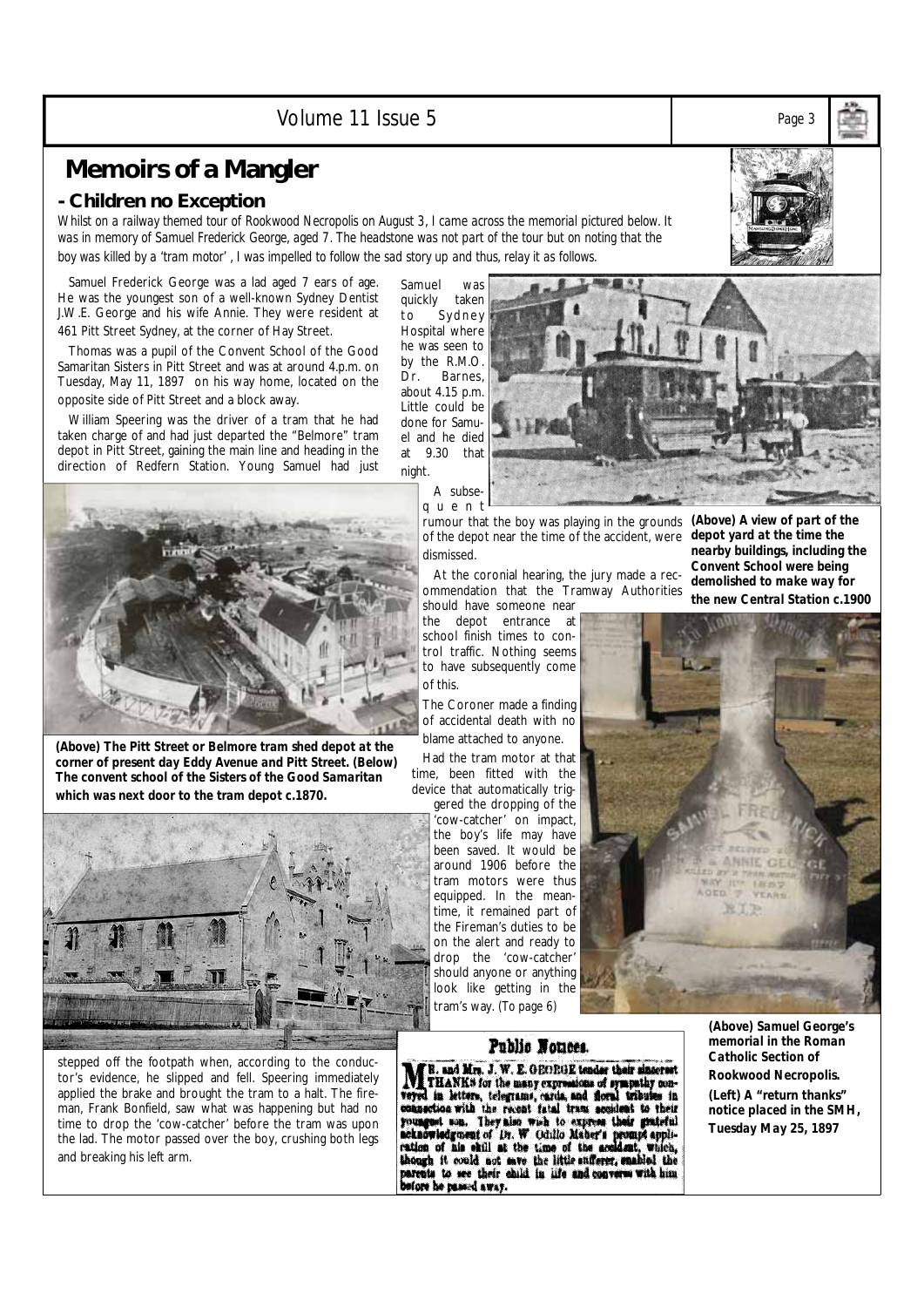# Memoirs of a Mangler

## - Children no Exception

*Whilst on a railway themed tour of Rookwood Necropolis on August 3, I came across the memorial pictured below. It was in memory of Samuel Frederick George, aged 7. The headstone was not part of the tour but on noting that the boy was killed by a 'tram motor', I was impelled to follow the sad story up and thus, relay it as follows.*

Samuel Frederick George was a lad aged 7 ears of age. He was the youngest son of a well-known Sydney Dentist J.W.E. George and his wife Annie. They were resident at 461 Pitt Street Sydney, at the corner of Hay Street.

Thomas was a pupil of the Convent School of the Good Samaritan Sisters in Pitt Street and was at around 4.p.m. on Tuesday, May 11, 1897 on his way home, located on the opposite side of Pitt Street and a block away.

William Speering was the driver of a tram that he had taken charge of and had just departed the "Belmore" tram depot in Pitt Street, gaining the main line and heading in the direction of Redfern Station. Young Samuel had just stepped off the footpath when, according to the conductor's evidence, he slipped and fell. Speering immediately applied the brake and brought the tram to a halt. The fireman, Frank Bonfield, saw what was happening but had no time to drop the 'cow-catcher' before the tram was upon the lad. The motor passed over the boy, crushing both legs and breaking his left arm.

**(Above) The Pitt Street or Belmore tram shed depot at the corner of present day Eddy Avenue and Pitt Street. (Below) The convent school of the Sisters of the Good Samaritan which was next door to the tram depot c.1870.**

Samuel was quickly taken to Sydney Hospital where he was seen to by the R.M.O. Dr. Barnes, about 4.15 p.m. Little could be done for Samuel and he died at 9.30 that night.

A subsequent rumour that the boy was playing in the grounds of the depot near the time of the accident, were dismissed.

At the coronial hearing, the jury made a recommendation that the Tramway Authorities should have someone near the depot entrance at school finish times to control traffic. Nothing seems to have subsequently come of this.

The Coroner made a finding of accidental death with no blame attached to anyone.

Had the tram motor at that time, been fitted with the device that automatically triggered the dropping of the 'cow-catcher' on impact, the boy's life may have been saved. It would be around 1906 before the tram motors were thus equipped. In the meantime, it remained part of the Fireman's duties to be on the alert and ready to drop the 'cow-catcher' should anyone or anything look like getting in the tram's way. *(To page 6)*

**(Above) A view of part of the depot yard at the time the nearby buildings, including the Convent School were being demolished to make way for the new Central Station c.1900**

**Public Notices.**

MR. and Mrs. J. W. E. GEORGE tender their sincerest THANKS for the many expressions of sympathy conveyed in letters, telegrams, cards, and floral tributes in connection with the recent fatal tram accident to their youngest son. They also wish to express their grateful acknowledgment of Dr. W. Odillo Maher's prompt application of his skill at the time of the accident, which, though it could not save the little sufferer, enabled the parents to see their child in life and converse with him before he passed away.

**(Above) Samuel George's memorial in the Roman Catholic Section of Rookwood Necropolis.**

**(Left) A "return thanks" notice placed in the SMH, Tuesday May 25, 1897**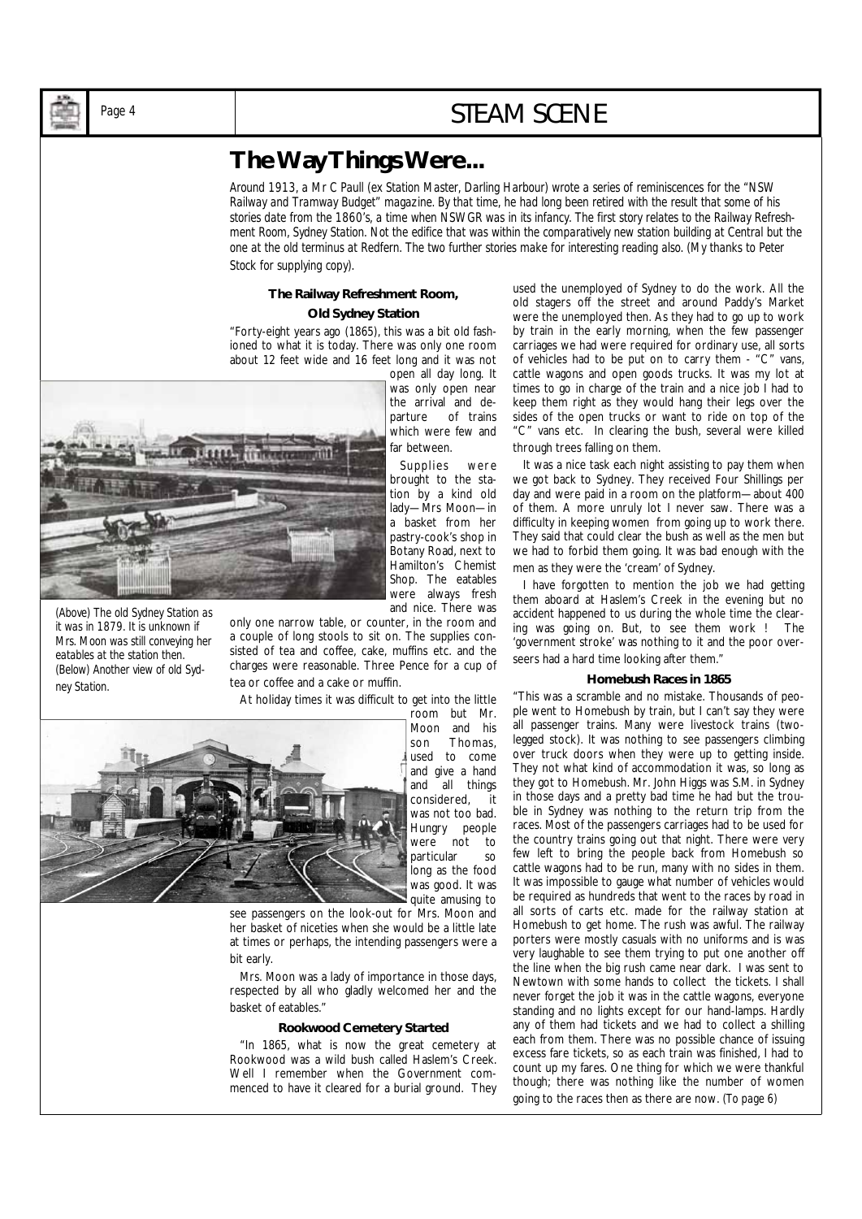# The Way Things Were...

*Around 1913, a Mr C Paull (ex Station Master, Darling Harbour) wrote a series of reminiscences for the "NSW Railway and Tramway Budget" magazine. By that time, he had long been retired with the result that some of his stories date from the 1860's, a time when NSWGR was in its infancy. The first story relates to the Railway Refreshment Room, Sydney Station. Not the edifice that was within the comparatively new station building at Central but the one at the old terminus at Redfern. The two further stories make for interesting reading also. (My thanks to Peter Stock for supplying copy).*

### The Railway Refreshment Room, Old Sydney Station

"Forty-eight years ago (1865), this was a bit old fashioned to what it is today. There was only one room about 12 feet wide and 16 feet long and it was not open all day long. It was only open near the arrival and departure of trains which were few and far between.

Supplies were brought to the station by a kind old lady—Mrs Moon—in a basket from her pastry-cook's shop in Botany Road, next to Hamilton's Chemist Shop. The eatables were always fresh and nice. There was only one narrow table, or counter, in the room and a couple of long stools to sit on. The supplies consisted of tea and coffee, cake, muffins etc. and the charges were reasonable. Three Pence for a cup of tea or coffee and a cake or muffin.

*(Above) The old Sydney Station as it was in 1879. It is unknown if Mrs. Moon was still conveying her eatables at the station then. (Below) Another view of old Sydney Station.*

At holiday times it was difficult to get into the little room but Mr. Moon and his son Thomas, used to come and give a hand and all things considered, it was not too bad. Hungry people were not to particular so long as the food was good. It was quite amusing to see passengers on the look-out for Mrs. Moon and her basket of niceties when she would be a little late at times or perhaps, the intending passengers were a bit early.

Mrs. Moon was a lady of importance in those days, respected by all who gladly welcomed her and the basket of eatables."

### Rookwood Cemetery Started

"In 1865, what is now the great cemetery at Rookwood was a wild bush called Haslem's Creek. Well I remember when the Government commenced to have it cleared for a burial ground. They used the unemployed of Sydney to do the work. All the old stagers off the street and around Paddy's Market were the unemployed then. As they had to go up to work by train in the early morning, when the few passenger carriages we had were required for ordinary use, all sorts of vehicles had to be put on to carry them - "C" vans, cattle wagons and open goods trucks. It was my lot at times to go in charge of the train and a nice job I had to keep them right as they would hang their legs over the sides of the open trucks or want to ride on top of the "C" vans etc. In clearing the bush, several were killed through trees falling on them.

It was a nice task each night assisting to pay them when we got back to Sydney. They received Four Shillings per day and were paid in a room on the platform—about 400 of them. A more unruly lot I never saw. There was a difficulty in keeping women from going up to work there. They said that could clear the bush as well as the men but we had to forbid them going. It was bad enough with the men as they were the 'cream' of Sydney.

I have forgotten to mention the job we had getting them aboard at Haslem's Creek in the evening but no accident happened to us during the whole time the clearing was going on. But, to see them work ! The 'government stroke' was nothing to it and the poor overseers had a hard time looking after them."

### Homebush Races in 1865

"This was a scramble and no mistake. Thousands of people went to Homebush by train, but I can't say they were all passenger trains. Many were livestock trains (two-legged stock). It was nothing to see passengers climbing over truck doors when they were up to getting inside. They not what kind of accommodation it was, so long as they got to Homebush. Mr. John Higgs was S.M. in Sydney in those days and a pretty bad time he had but the trouble in Sydney was nothing to the return trip from the races. Most of the passengers carriages had to be used for the country trains going out that night. There were very few left to bring the people back from Homebush so cattle wagons had to be run, many with no sides in them. It was impossible to gauge what number of vehicles would be required as hundreds that went to the races by road in all sorts of carts etc. made for the railway station at Homebush to get home. The rush was awful. The railway porters were mostly casuals with no uniforms and is was very laughable to see them trying to put one another off the line when the big rush came near dark. I was sent to Newtown with some hands to collect the tickets. I shall never forget the job it was in the cattle wagons, everyone standing and no lights except for our hand-lamps. Hardly any of them had tickets and we had to collect a shilling each from them. There was no possible chance of issuing excess fare tickets, so as each train was finished, I had to count up my fares. One thing for which we were thankful though; there was nothing like the number of women going to the races then as there are now. *(To page 6)*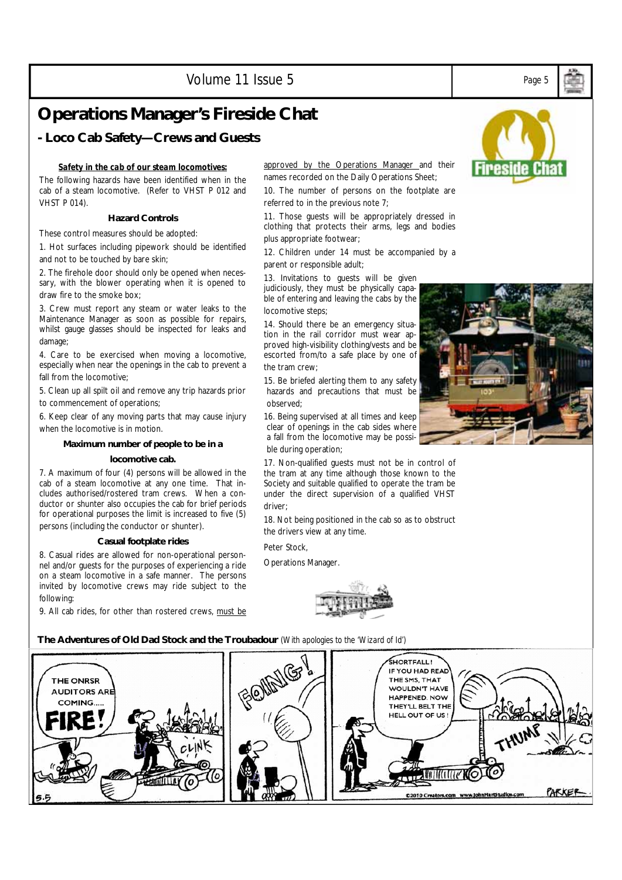# Operations Manager's Fireside Chat

## - Loco Cab Safety—Crews and Guests

***Safety in the cab of our steam locomotives:***

The following hazards have been identified when in the cab of a steam locomotive. (Refer to VHST P 012 and VHST P 014).

### Hazard Controls

These control measures should be adopted:

1. Hot surfaces including pipework should be identified and not to be touched by bare skin;

2. The firehole door should only be opened when necessary, with the blower operating when it is opened to draw fire to the smoke box;

3. Crew must report any steam or water leaks to the Maintenance Manager as soon as possible for repairs, whilst gauge glasses should be inspected for leaks and damage;

4. Care to be exercised when moving a locomotive, especially when near the openings in the cab to prevent a fall from the locomotive;

5. Clean up all spilt oil and remove any trip hazards prior to commencement of operations;

6. Keep clear of any moving parts that may cause injury when the locomotive is in motion.

### Maximum number of people to be in a locomotive cab.

7. A maximum of four (4) persons will be allowed in the cab of a steam locomotive at any one time. That includes authorised/rostered tram crews. When a conductor or shunter also occupies the cab for brief periods for operational purposes the limit is increased to five (5) persons (including the conductor or shunter).

### Casual footplate rides

8. Casual rides are allowed for non-operational personnel and/or guests for the purposes of experiencing a ride on a steam locomotive in a safe manner. The persons invited by locomotive crews may ride subject to the following:

9. All cab rides, for other than rostered crews, must be approved by the Operations Manager and their names recorded on the Daily Operations Sheet;

10. The number of persons on the footplate are referred to in the previous note 7;

11. Those guests will be appropriately dressed in clothing that protects their arms, legs and bodies plus appropriate footwear;

12. Children under 14 must be accompanied by a parent or responsible adult;

13. Invitations to guests will be given judiciously, they must be physically capable of entering and leaving the cabs by the locomotive steps;

14. Should there be an emergency situation in the rail corridor must wear approved high-visibility clothing/vests and be escorted from/to a safe place by one of the tram crew;

15. Be briefed alerting them to any safety hazards and precautions that must be observed;

16. Being supervised at all times and keep clear of openings in the cab sides where a fall from the locomotive may be possible during operation;

17. Non-qualified guests must not be in control of the tram at any time although those known to the Society and suitable qualified to operate the tram be under the direct supervision of a qualified VHST driver;

18. Not being positioned in the cab so as to obstruct the drivers view at any time.

Peter Stock,

Operations Manager.

**The Adventures of Old Dad Stock and the Troubadour** *(With apologies to the 'Wizard of Id')*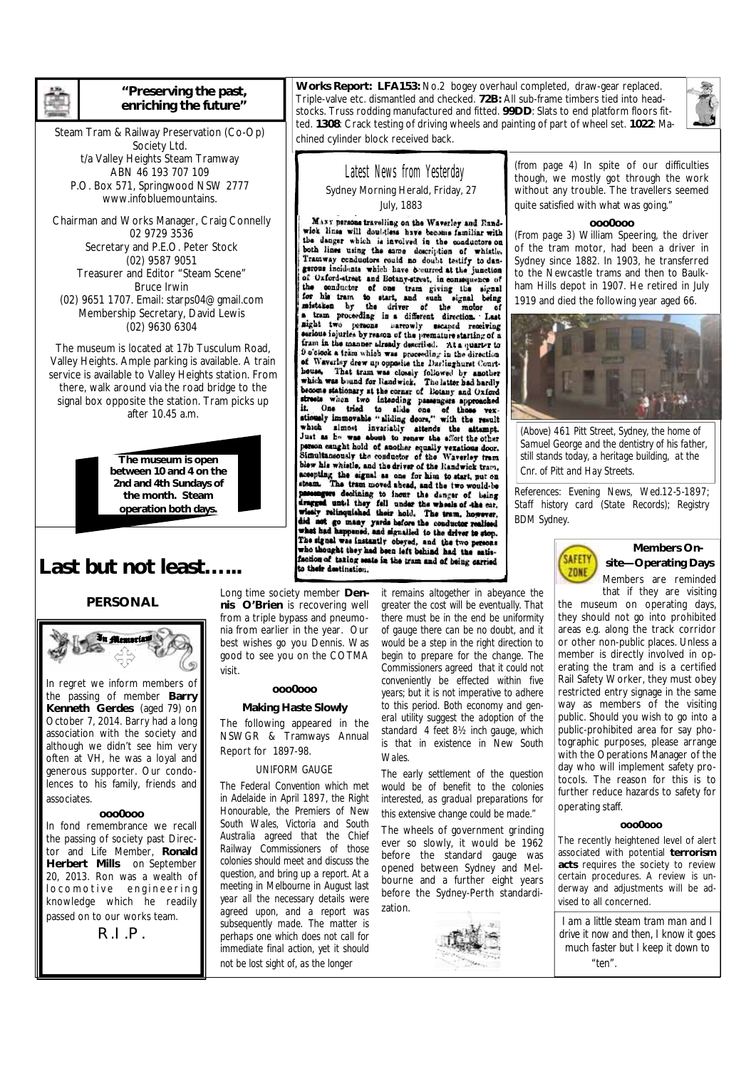**"Preserving the past, enriching the future"**

Steam Tram & Railway Preservation (Co-Op) Society Ltd.
t/a Valley Heights Steam Tramway
ABN 46 193 707 109
P.O. Box 571, Springwood NSW 2777
www.infobluemountains.

Chairman and Works Manager, Craig Connelly
02 9729 3536
Secretary and P.E.O. Peter Stock
(02) 9587 9051
Treasurer and Editor "Steam Scene"
Bruce Irwin
(02) 9651 1707. Email: starps04@gmail.com
Membership Secretary, David Lewis
(02) 9630 6304

The museum is located at 17b Tusculum Road, Valley Heights. Ample parking is available. A train service is available to Valley Heights station. From there, walk around via the road bridge to the signal box opposite the station. Tram picks up after 10.45 a.m.

**The museum is open between 10 and 4 on the 2nd and 4th Sundays of the month. Steam operation both days.**

**Works Report: LFA153:** No.2 bogey overhaul completed, draw-gear replaced. Triple-valve etc. dismantled and checked. **72B:** All sub-frame timbers tied into head-stocks. Truss rodding manufactured and fitted. **99DD**: Slats to end platform floors fitted. **1308**: Crack testing of driving wheels and painting of part of wheel set. **1022**: Machined cylinder block received back.

## Latest News from Yesterday

Sydney Morning Herald, Friday, 27 July, 1883

MANY persons travelling on the Waverley and Randwick lines will doubtless have become familiar with the danger which is involved in the conductors on both lines using the same description of whistle. Tramway conductors could no doubt testify to dangerous incidents which have occurred at the junction of Oxford-street and Botany-street, in consequence of the conductor of one tram giving the signal for his tram to start, and such signal being mistaken by the driver of the motor of a tram proceeding in a different direction. Last night two persons narrowly escaped receiving serious injuries by reason of the premature starting of a tram in the manner already described. At a quarter to 9 o'clock a tram which was proceeding in the direction of Waverley drew up opposite the Darlinghurst Courthouse. That tram was closely followed by another which was bound for Randwick. The latter had hardly become stationary at the corner of Botany and Oxford streets when two intending passengers approached it. One tried to slide one of those vexatiously immovable "sliding doors," with the result which almost invariably attends the attempt. Just as he was about to renew the effort the other person caught hold of another equally vexatious door. Simultaneously the conductor of the Waverley tram blew his whistle, and the driver of the Randwick tram, accepting the signal as one for him to start, put on steam. The tram moved ahead, and the two would-be passengers declining to incur the danger of being dragged until they fell under the wheels of the car, wisely relinquished their hold. The tram, however, did not go many yards before the conductor realised what had happened, and signalled to the driver to stop. The signal was instantly obeyed, and the two persons who thought they had been left behind had the satisfaction of taking seats in the tram and of being carried to their destination.

(from page 4) In spite of our difficulties though, we mostly got through the work without any trouble. The travellers seemed quite satisfied with what was going."

**ooo0ooo**

(From page 3) William Speering, the driver of the tram motor, had been a driver in Sydney since 1882. In 1903, he transferred to the Newcastle trams and then to Baulkham Hills depot in 1907. He retired in July 1919 and died the following year aged 66.

(Above) 461 Pitt Street, Sydney, the home of Samuel George and the dentistry of his father, still stands today, a heritage building, at the Cnr. of Pitt and Hay Streets.

References: Evening News, Wed.12-5-1897; Staff history card (State Records); Registry BDM Sydney.

# Last but not least…...

### PERSONAL

In Memoriam

In regret we inform members of the passing of member **Barry Kenneth Gerdes** (aged 79) on October 7, 2014. Barry had a long association with the society and although we didn't see him very often at VH, he was a loyal and generous supporter. Our condolences to his family, friends and associates.

**ooo0ooo**

In fond remembrance we recall the passing of society past Director and Life Member, **Ronald Herbert Mills** on September 20, 2013. Ron was a wealth of locomotive engineering knowledge which he readily passed on to our works team.

R.I.P.

Long time society member **Dennis O'Brien** is recovering well from a triple bypass and pneumonia from earlier in the year. Our best wishes go you Dennis. Was good to see you on the COTMA visit.

**ooo0ooo**

### Making Haste Slowly

The following appeared in the NSWGR & Tramways Annual Report for 1897-98.

UNIFORM GAUGE

The Federal Convention which met in Adelaide in April 1897, the Right Honourable, the Premiers of New South Wales, Victoria and South Australia agreed that the Chief Railway Commissioners of those colonies should meet and discuss the question, and bring up a report. At a meeting in Melbourne in August last year all the necessary details were agreed upon, and a report was subsequently made. The matter is perhaps one which does not call for immediate final action, yet it should not be lost sight of, as the longer it remains altogether in abeyance the greater the cost will be eventually. That there must be in the end be uniformity of gauge there can be no doubt, and it would be a step in the right direction to begin to prepare for the change. The Commissioners agreed that it could not conveniently be effected within five years; but it is not imperative to adhere to this period. Both economy and general utility suggest the adoption of the standard 4 feet 8½ inch gauge, which is that in existence in New South Wales.

The early settlement of the question would be of benefit to the colonies interested, as gradual preparations for this extensive change could be made."

The wheels of government grinding ever so slowly, it would be 1962 before the standard gauge was opened between Sydney and Melbourne and a further eight years before the Sydney-Perth standardization.

### Members On-site—Operating Days

Members are reminded that if they are visiting the museum on operating days, they should not go into prohibited areas e.g. along the track corridor or other non-public places. Unless a member is directly involved in operating the tram and is a certified Rail Safety Worker, they must obey restricted entry signage in the same way as members of the visiting public. Should you wish to go into a public-prohibited area for say photographic purposes, please arrange with the Operations Manager of the day who will implement safety protocols. The reason for this is to further reduce hazards to safety for operating staff.

**ooo0ooo**

The recently heightened level of alert associated with potential **terrorism acts** requires the society to review certain procedures. A review is underway and adjustments will be advised to all concerned.

I am a little steam tram man and I drive it now and then, I know it goes much faster but I keep it down to "ten".